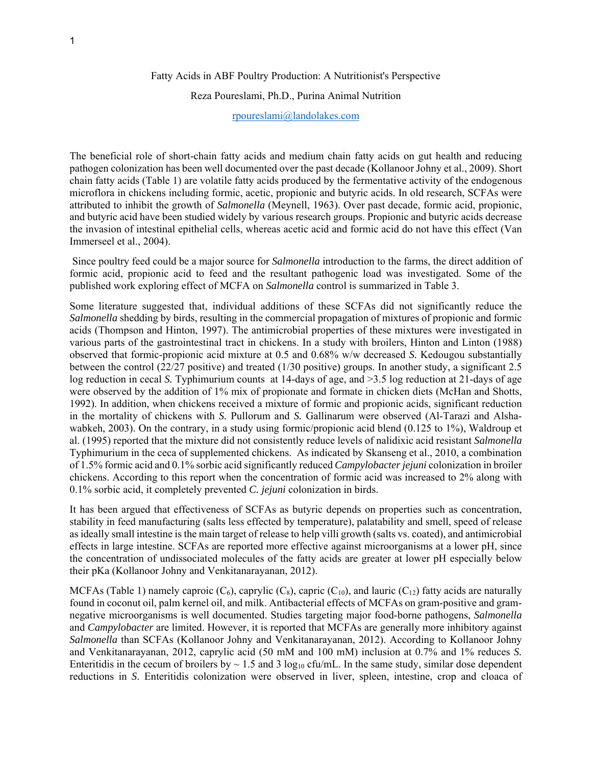# Fatty Acids in ABF Poultry Production: A Nutritionist's Perspective

Reza Poureslami, Ph.D., Purina Animal Nutrition

rpoureslami@landolakes.com

The beneficial role of short-chain fatty acids and medium chain fatty acids on gut health and reducing pathogen colonization has been well documented over the past decade (Kollanoor Johny et al., 2009). Short chain fatty acids (Table 1) are volatile fatty acids produced by the fermentative activity of the endogenous microflora in chickens including formic, acetic, propionic and butyric acids. In old research, SCFAs were attributed to inhibit the growth of *Salmonella* (Meynell, 1963). Over past decade, formic acid, propionic, and butyric acid have been studied widely by various research groups. Propionic and butyric acids decrease the invasion of intestinal epithelial cells, whereas acetic acid and formic acid do not have this effect (Van Immerseel et al., 2004).

Since poultry feed could be a major source for *Salmonella* introduction to the farms, the direct addition of formic acid, propionic acid to feed and the resultant pathogenic load was investigated. Some of the published work exploring effect of MCFA on *Salmonella* control is summarized in Table 3.

Some literature suggested that, individual additions of these SCFAs did not significantly reduce the *Salmonella* shedding by birds, resulting in the commercial propagation of mixtures of propionic and formic acids (Thompson and Hinton, 1997). The antimicrobial properties of these mixtures were investigated in various parts of the gastrointestinal tract in chickens. In a study with broilers, Hinton and Linton (1988) observed that formic-propionic acid mixture at 0.5 and 0.68% w/w decreased *S.* Kedougou substantially between the control (22/27 positive) and treated (1/30 positive) groups. In another study, a significant 2.5 log reduction in cecal *S.* Typhimurium counts at 14-days of age, and >3.5 log reduction at 21-days of age were observed by the addition of 1% mix of propionate and formate in chicken diets (McHan and Shotts, 1992). In addition, when chickens received a mixture of formic and propionic acids, significant reduction in the mortality of chickens with *S.* Pullorum and *S.* Gallinarum were observed (Al-Tarazi and Alshawabkeh, 2003). On the contrary, in a study using formic/propionic acid blend (0.125 to 1%), Waldroup et al. (1995) reported that the mixture did not consistently reduce levels of nalidixic acid resistant *Salmonella* Typhimurium in the ceca of supplemented chickens. As indicated by Skanseng et al., 2010, a combination of 1.5% formic acid and 0.1% sorbic acid significantly reduced *Campylobacter jejuni* colonization in broiler chickens. According to this report when the concentration of formic acid was increased to 2% along with 0.1% sorbic acid, it completely prevented *C. jejuni* colonization in birds.

It has been argued that effectiveness of SCFAs as butyric depends on properties such as concentration, stability in feed manufacturing (salts less effected by temperature), palatability and smell, speed of release as ideally small intestine is the main target of release to help villi growth (salts vs. coated), and antimicrobial effects in large intestine. SCFAs are reported more effective against microorganisms at a lower pH, since the concentration of undissociated molecules of the fatty acids are greater at lower pH especially below their pKa (Kollanoor Johny and Venkitanarayanan, 2012).

MCFAs (Table 1) namely caproic ($C_6$), caprylic ($C_8$), capric ($C_{10}$), and lauric ($C_{12}$) fatty acids are naturally found in coconut oil, palm kernel oil, and milk. Antibacterial effects of MCFAs on gram-positive and gram-negative microorganisms is well documented. Studies targeting major food-borne pathogens, *Salmonella* and *Campylobacter* are limited. However, it is reported that MCFAs are generally more inhibitory against *Salmonella* than SCFAs (Kollanoor Johny and Venkitanarayanan, 2012). According to Kollanoor Johny and Venkitanarayanan, 2012, caprylic acid (50 mM and 100 mM) inclusion at 0.7% and 1% reduces *S.* Enteritidis in the cecum of broilers by ~ 1.5 and 3 $\log_{10}$ cfu/mL. In the same study, similar dose dependent reductions in *S*. Enteritidis colonization were observed in liver, spleen, intestine, crop and cloaca of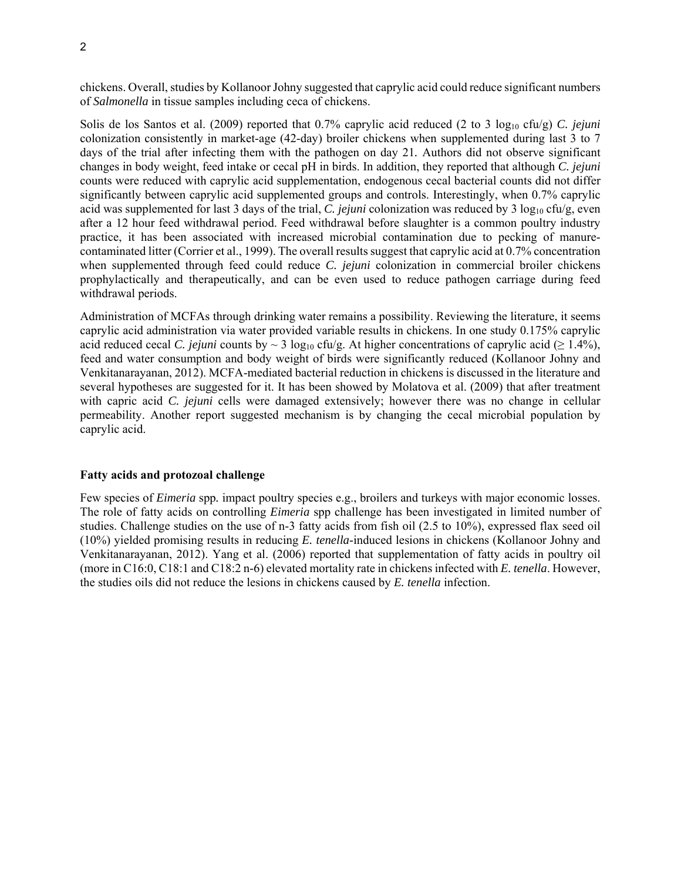chickens. Overall, studies by Kollanoor Johny suggested that caprylic acid could reduce significant numbers of *Salmonella* in tissue samples including ceca of chickens.

Solis de los Santos et al. (2009) reported that 0.7% caprylic acid reduced (2 to 3 $\log_{10}$ cfu/g) *C. jejuni* colonization consistently in market-age (42-day) broiler chickens when supplemented during last 3 to 7 days of the trial after infecting them with the pathogen on day 21. Authors did not observe significant changes in body weight, feed intake or cecal pH in birds. In addition, they reported that although *C. jejuni* counts were reduced with caprylic acid supplementation, endogenous cecal bacterial counts did not differ significantly between caprylic acid supplemented groups and controls. Interestingly, when 0.7% caprylic acid was supplemented for last 3 days of the trial, *C. jejuni* colonization was reduced by 3 $\log_{10}$ cfu/g, even after a 12 hour feed withdrawal period. Feed withdrawal before slaughter is a common poultry industry practice, it has been associated with increased microbial contamination due to pecking of manure-contaminated litter (Corrier et al., 1999). The overall results suggest that caprylic acid at 0.7% concentration when supplemented through feed could reduce *C. jejuni* colonization in commercial broiler chickens prophylactically and therapeutically, and can be even used to reduce pathogen carriage during feed withdrawal periods.

Administration of MCFAs through drinking water remains a possibility. Reviewing the literature, it seems caprylic acid administration via water provided variable results in chickens. In one study 0.175% caprylic acid reduced cecal *C. jejuni* counts by ~ 3 $\log_{10}$ cfu/g. At higher concentrations of caprylic acid ($\geq$ 1.4%), feed and water consumption and body weight of birds were significantly reduced (Kollanoor Johny and Venkitanarayanan, 2012). MCFA-mediated bacterial reduction in chickens is discussed in the literature and several hypotheses are suggested for it. It has been showed by Molatova et al. (2009) that after treatment with capric acid *C. jejuni* cells were damaged extensively; however there was no change in cellular permeability. Another report suggested mechanism is by changing the cecal microbial population by caprylic acid.

### Fatty acids and protozoal challenge

Few species of *Eimeria* spp. impact poultry species e.g., broilers and turkeys with major economic losses. The role of fatty acids on controlling *Eimeria* spp challenge has been investigated in limited number of studies. Challenge studies on the use of n-3 fatty acids from fish oil (2.5 to 10%), expressed flax seed oil (10%) yielded promising results in reducing *E. tenella*-induced lesions in chickens (Kollanoor Johny and Venkitanarayanan, 2012). Yang et al. (2006) reported that supplementation of fatty acids in poultry oil (more in C16:0, C18:1 and C18:2 n-6) elevated mortality rate in chickens infected with *E. tenella*. However, the studies oils did not reduce the lesions in chickens caused by *E. tenella* infection.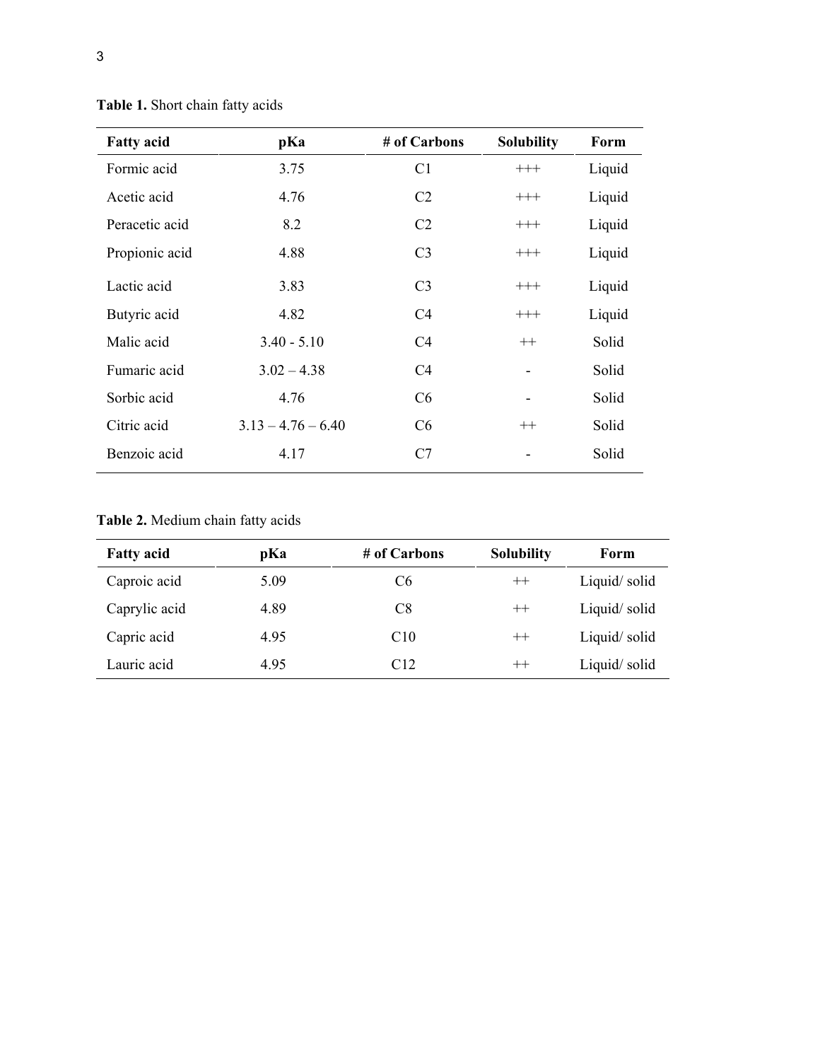**Table 1.** Short chain fatty acids

| Fatty acid | pKa | # of Carbons | Solubility | Form |
|---|---|---|---|---|
| Formic acid | 3.75 | C1 | +++ | Liquid |
| Acetic acid | 4.76 | C2 | +++ | Liquid |
| Peracetic acid | 8.2 | C2 | +++ | Liquid |
| Propionic acid | 4.88 | C3 | +++ | Liquid |
| Lactic acid | 3.83 | C3 | +++ | Liquid |
| Butyric acid | 4.82 | C4 | +++ | Liquid |
| Malic acid | 3.40 - 5.10 | C4 | ++ | Solid |
| Fumaric acid | 3.02 – 4.38 | C4 | - | Solid |
| Sorbic acid | 4.76 | C6 | - | Solid |
| Citric acid | 3.13 – 4.76 – 6.40 | C6 | ++ | Solid |
| Benzoic acid | 4.17 | C7 | - | Solid |

**Table 2.** Medium chain fatty acids

| Fatty acid | pKa | # of Carbons | Solubility | Form |
|---|---|---|---|---|
| Caproic acid | 5.09 | C6 | ++ | Liquid/ solid |
| Caprylic acid | 4.89 | C8 | ++ | Liquid/ solid |
| Capric acid | 4.95 | C10 | ++ | Liquid/ solid |
| Lauric acid | 4.95 | C12 | ++ | Liquid/ solid |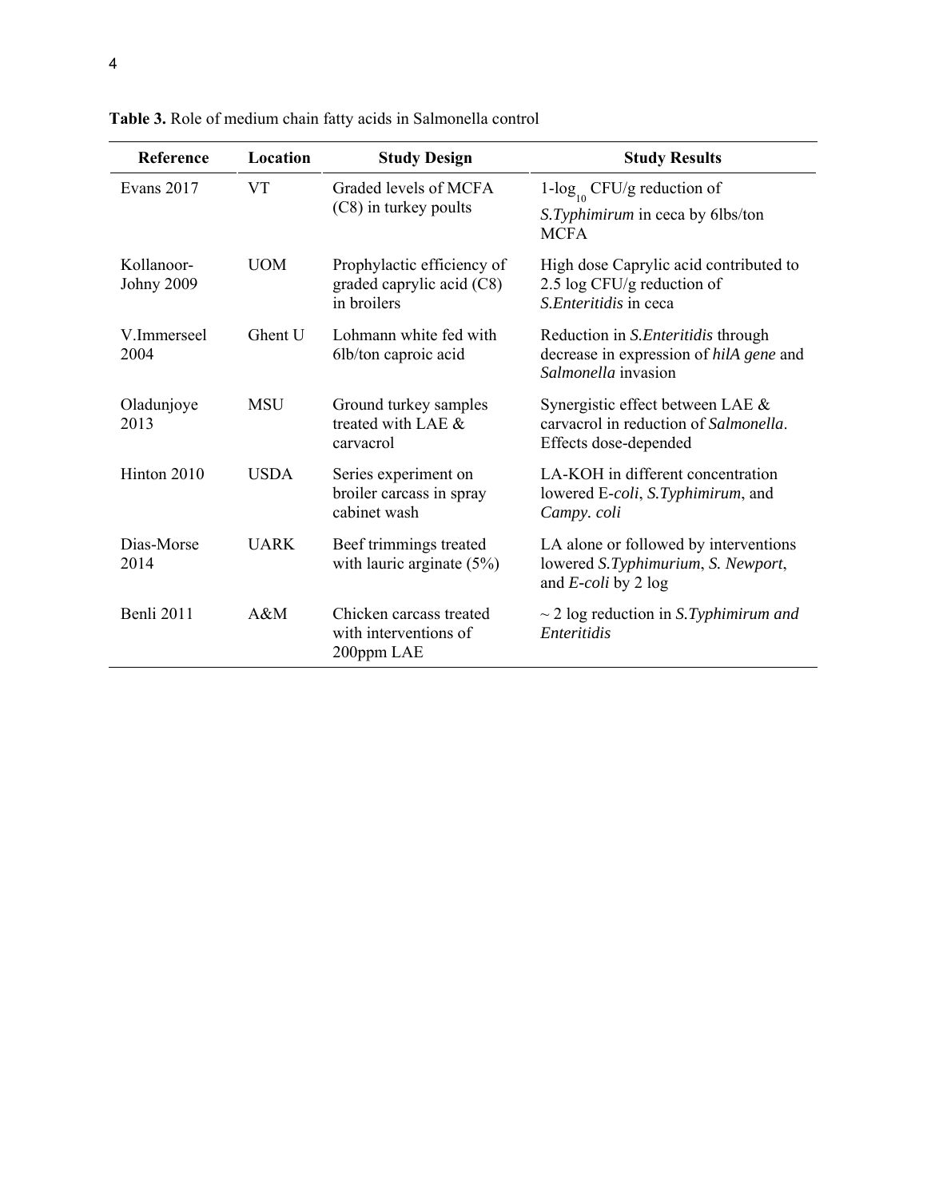**Table 3.** Role of medium chain fatty acids in Salmonella control

| Reference | Location | Study Design | Study Results |
| --- | --- | --- | --- |
| Evans 2017 | VT | Graded levels of MCFA (C8) in turkey poults | 1-$\log_{10}$ CFU/g reduction of *S.Typhimirum* in ceca by 6lbs/ton MCFA |
| Kollanoor-Johny 2009 | UOM | Prophylactic efficiency of graded caprylic acid (C8) in broilers | High dose Caprylic acid contributed to 2.5 log CFU/g reduction of *S.Enteritidis* in ceca |
| V.Immerseel 2004 | Ghent U | Lohmann white fed with 6lb/ton caproic acid | Reduction in *S.Enteritidis* through decrease in expression of *hilA gene* and *Salmonella* invasion |
| Oladunjoye 2013 | MSU | Ground turkey samples treated with LAE & carvacrol | Synergistic effect between LAE & carvacrol in reduction of *Salmonella*. Effects dose-depended |
| Hinton 2010 | USDA | Series experiment on broiler carcass in spray cabinet wash | LA-KOH in different concentration lowered E-*coli*, *S.Typhimirum*, and *Campy. coli* |
| Dias-Morse 2014 | UARK | Beef trimmings treated with lauric arginate (5%) | LA alone or followed by interventions lowered *S.Typhimurium*, *S. Newport*, and *E-coli* by 2 log |
| Benli 2011 | A&M | Chicken carcass treated with interventions of 200ppm LAE | ~ 2 log reduction in *S.Typhimirum and Enteritidis* |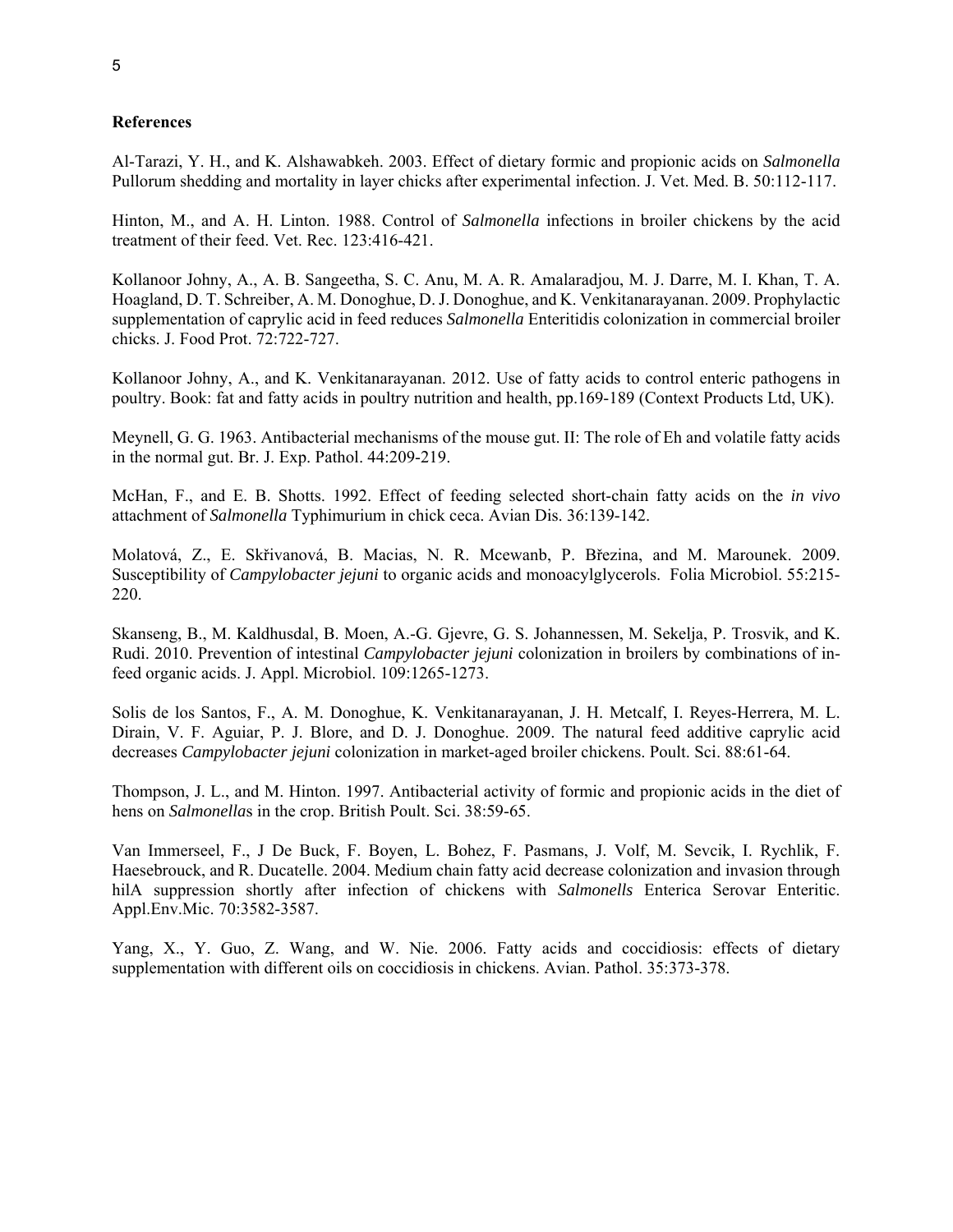**References**

Al-Tarazi, Y. H., and K. Alshawabkeh. 2003. Effect of dietary formic and propionic acids on *Salmonella* Pullorum shedding and mortality in layer chicks after experimental infection. J. Vet. Med. B. 50:112-117.

Hinton, M., and A. H. Linton. 1988. Control of *Salmonella* infections in broiler chickens by the acid treatment of their feed. Vet. Rec. 123:416-421.

Kollanoor Johny, A., A. B. Sangeetha, S. C. Anu, M. A. R. Amalaradjou, M. J. Darre, M. I. Khan, T. A. Hoagland, D. T. Schreiber, A. M. Donoghue, D. J. Donoghue, and K. Venkitanarayanan. 2009. Prophylactic supplementation of caprylic acid in feed reduces *Salmonella* Enteritidis colonization in commercial broiler chicks. J. Food Prot. 72:722-727.

Kollanoor Johny, A., and K. Venkitanarayanan. 2012. Use of fatty acids to control enteric pathogens in poultry. Book: fat and fatty acids in poultry nutrition and health, pp.169-189 (Context Products Ltd, UK).

Meynell, G. G. 1963. Antibacterial mechanisms of the mouse gut. II: The role of Eh and volatile fatty acids in the normal gut. Br. J. Exp. Pathol. 44:209-219.

McHan, F., and E. B. Shotts. 1992. Effect of feeding selected short-chain fatty acids on the *in vivo* attachment of *Salmonella* Typhimurium in chick ceca. Avian Dis. 36:139-142.

Molatová, Z., E. Skřivanová, B. Macias, N. R. Mcewanb, P. Březina, and M. Marounek. 2009. Susceptibility of *Campylobacter jejuni* to organic acids and monoacylglycerols. Folia Microbiol. 55:215-220.

Skanseng, B., M. Kaldhusdal, B. Moen, A.-G. Gjevre, G. S. Johannessen, M. Sekelja, P. Trosvik, and K. Rudi. 2010. Prevention of intestinal *Campylobacter jejuni* colonization in broilers by combinations of in-feed organic acids. J. Appl. Microbiol. 109:1265-1273.

Solis de los Santos, F., A. M. Donoghue, K. Venkitanarayanan, J. H. Metcalf, I. Reyes-Herrera, M. L. Dirain, V. F. Aguiar, P. J. Blore, and D. J. Donoghue. 2009. The natural feed additive caprylic acid decreases *Campylobacter jejuni* colonization in market-aged broiler chickens. Poult. Sci. 88:61-64.

Thompson, J. L., and M. Hinton. 1997. Antibacterial activity of formic and propionic acids in the diet of hens on *Salmonella*s in the crop. British Poult. Sci. 38:59-65.

Van Immerseel, F., J De Buck, F. Boyen, L. Bohez, F. Pasmans, J. Volf, M. Sevcik, I. Rychlik, F. Haesebrouck, and R. Ducatelle. 2004. Medium chain fatty acid decrease colonization and invasion through hilA suppression shortly after infection of chickens with *Salmonells* Enterica Serovar Enteritic. Appl.Env.Mic. 70:3582-3587.

Yang, X., Y. Guo, Z. Wang, and W. Nie. 2006. Fatty acids and coccidiosis: effects of dietary supplementation with different oils on coccidiosis in chickens. Avian. Pathol. 35:373-378.